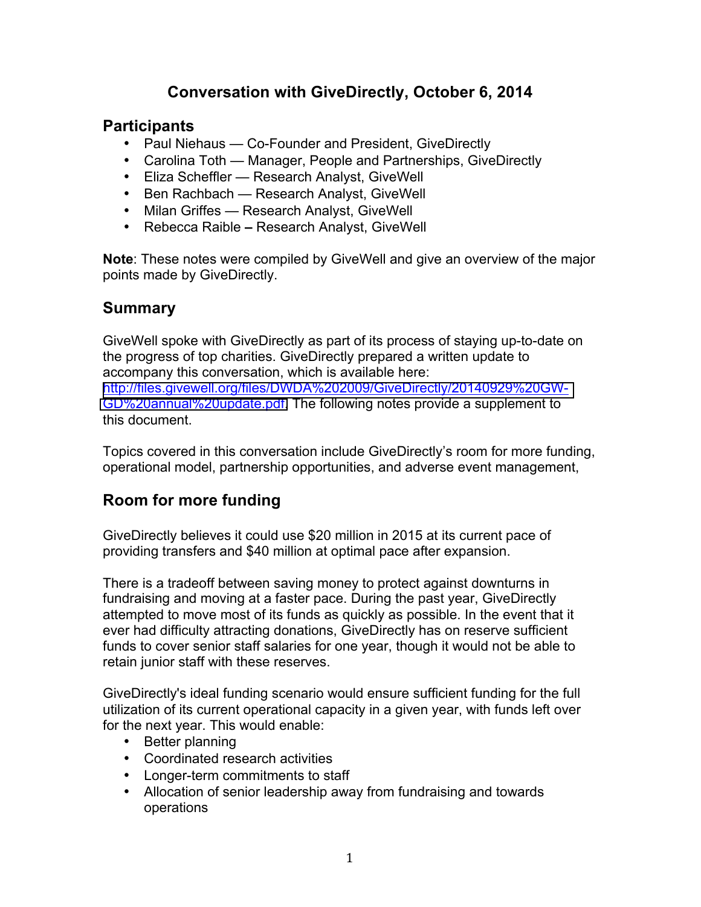# Conversation with GiveDirectly, October 6, 2014

## Participants

- Paul Niehaus — Co-Founder and President, GiveDirectly
- Carolina Toth — Manager, People and Partnerships, GiveDirectly
- Eliza Scheffler — Research Analyst, GiveWell
- Ben Rachbach — Research Analyst, GiveWell
- Milan Griffes — Research Analyst, GiveWell
- Rebecca Raible – Research Analyst, GiveWell

**Note**: These notes were compiled by GiveWell and give an overview of the major points made by GiveDirectly.

## Summary

GiveWell spoke with GiveDirectly as part of its process of staying up-to-date on the progress of top charities. GiveDirectly prepared a written update to accompany this conversation, which is available here: http://files.givewell.org/files/DWDA%202009/GiveDirectly/20140929%20GW-GD%20annual%20update.pdf. The following notes provide a supplement to this document.

Topics covered in this conversation include GiveDirectly's room for more funding, operational model, partnership opportunities, and adverse event management,

## Room for more funding

GiveDirectly believes it could use $20 million in 2015 at its current pace of providing transfers and $40 million at optimal pace after expansion.

There is a tradeoff between saving money to protect against downturns in fundraising and moving at a faster pace. During the past year, GiveDirectly attempted to move most of its funds as quickly as possible. In the event that it ever had difficulty attracting donations, GiveDirectly has on reserve sufficient funds to cover senior staff salaries for one year, though it would not be able to retain junior staff with these reserves.

GiveDirectly's ideal funding scenario would ensure sufficient funding for the full utilization of its current operational capacity in a given year, with funds left over for the next year. This would enable:

- Better planning
- Coordinated research activities
- Longer-term commitments to staff
- Allocation of senior leadership away from fundraising and towards operations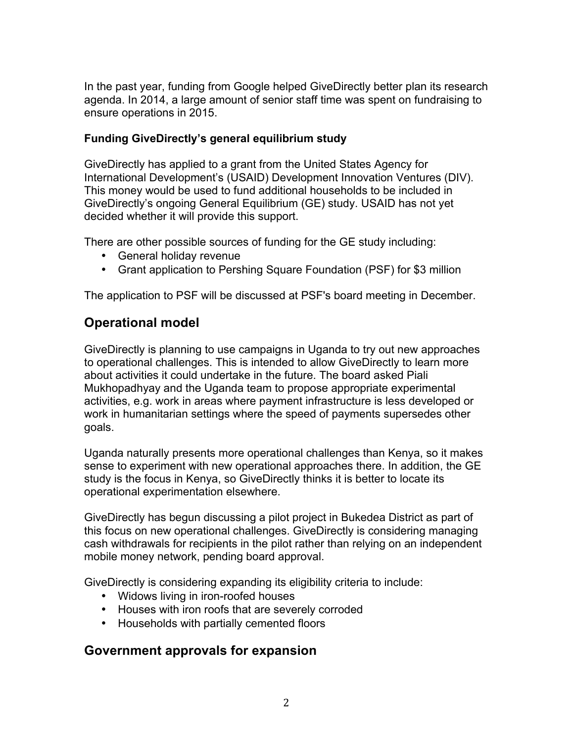In the past year, funding from Google helped GiveDirectly better plan its research agenda. In 2014, a large amount of senior staff time was spent on fundraising to ensure operations in 2015.

### Funding GiveDirectly's general equilibrium study

GiveDirectly has applied to a grant from the United States Agency for International Development's (USAID) Development Innovation Ventures (DIV). This money would be used to fund additional households to be included in GiveDirectly's ongoing General Equilibrium (GE) study. USAID has not yet decided whether it will provide this support.

There are other possible sources of funding for the GE study including:

- General holiday revenue
- Grant application to Pershing Square Foundation (PSF) for $3 million

The application to PSF will be discussed at PSF's board meeting in December.

## Operational model

GiveDirectly is planning to use campaigns in Uganda to try out new approaches to operational challenges. This is intended to allow GiveDirectly to learn more about activities it could undertake in the future. The board asked Piali Mukhopadhyay and the Uganda team to propose appropriate experimental activities, e.g. work in areas where payment infrastructure is less developed or work in humanitarian settings where the speed of payments supersedes other goals.

Uganda naturally presents more operational challenges than Kenya, so it makes sense to experiment with new operational approaches there. In addition, the GE study is the focus in Kenya, so GiveDirectly thinks it is better to locate its operational experimentation elsewhere.

GiveDirectly has begun discussing a pilot project in Bukedea District as part of this focus on new operational challenges. GiveDirectly is considering managing cash withdrawals for recipients in the pilot rather than relying on an independent mobile money network, pending board approval.

GiveDirectly is considering expanding its eligibility criteria to include:

- Widows living in iron-roofed houses
- Houses with iron roofs that are severely corroded
- Households with partially cemented floors

## Government approvals for expansion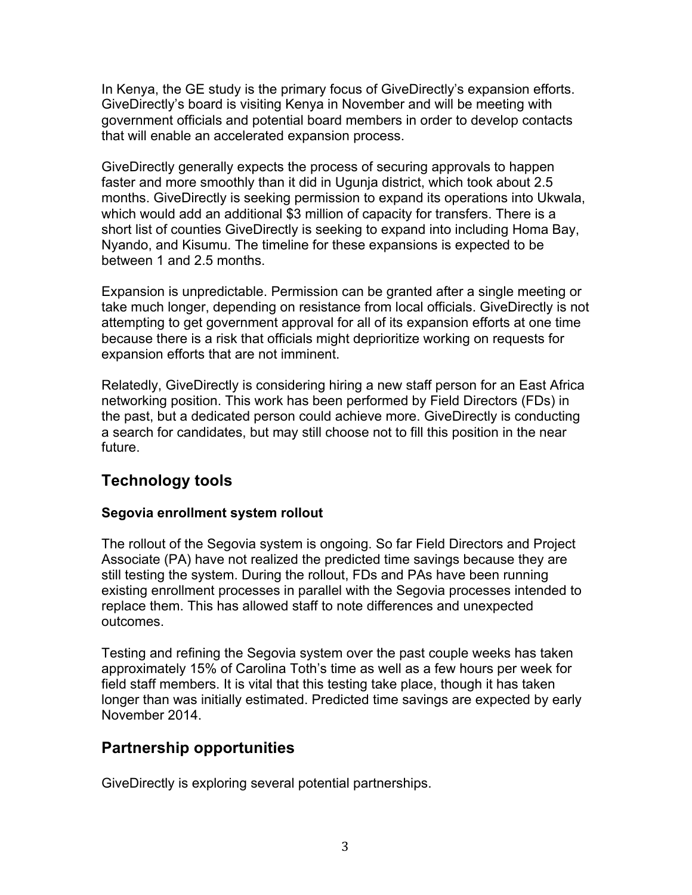In Kenya, the GE study is the primary focus of GiveDirectly's expansion efforts. GiveDirectly's board is visiting Kenya in November and will be meeting with government officials and potential board members in order to develop contacts that will enable an accelerated expansion process.

GiveDirectly generally expects the process of securing approvals to happen faster and more smoothly than it did in Ugunja district, which took about 2.5 months. GiveDirectly is seeking permission to expand its operations into Ukwala, which would add an additional $3 million of capacity for transfers. There is a short list of counties GiveDirectly is seeking to expand into including Homa Bay, Nyando, and Kisumu. The timeline for these expansions is expected to be between 1 and 2.5 months.

Expansion is unpredictable. Permission can be granted after a single meeting or take much longer, depending on resistance from local officials. GiveDirectly is not attempting to get government approval for all of its expansion efforts at one time because there is a risk that officials might deprioritize working on requests for expansion efforts that are not imminent.

Relatedly, GiveDirectly is considering hiring a new staff person for an East Africa networking position. This work has been performed by Field Directors (FDs) in the past, but a dedicated person could achieve more. GiveDirectly is conducting a search for candidates, but may still choose not to fill this position in the near future.

## Technology tools

### Segovia enrollment system rollout

The rollout of the Segovia system is ongoing. So far Field Directors and Project Associate (PA) have not realized the predicted time savings because they are still testing the system. During the rollout, FDs and PAs have been running existing enrollment processes in parallel with the Segovia processes intended to replace them. This has allowed staff to note differences and unexpected outcomes.

Testing and refining the Segovia system over the past couple weeks has taken approximately 15% of Carolina Toth's time as well as a few hours per week for field staff members. It is vital that this testing take place, though it has taken longer than was initially estimated. Predicted time savings are expected by early November 2014.

## Partnership opportunities

GiveDirectly is exploring several potential partnerships.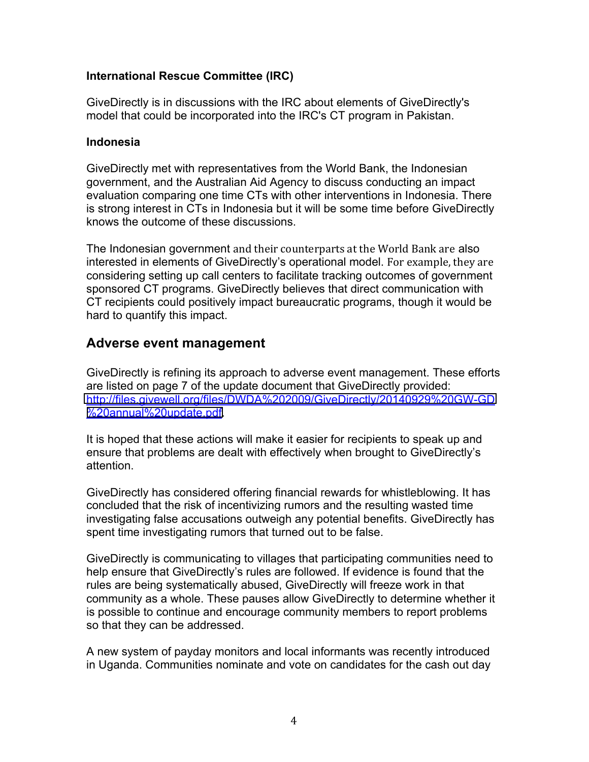**International Rescue Committee (IRC)**

GiveDirectly is in discussions with the IRC about elements of GiveDirectly's model that could be incorporated into the IRC's CT program in Pakistan.

**Indonesia**

GiveDirectly met with representatives from the World Bank, the Indonesian government, and the Australian Aid Agency to discuss conducting an impact evaluation comparing one time CTs with other interventions in Indonesia. There is strong interest in CTs in Indonesia but it will be some time before GiveDirectly knows the outcome of these discussions.

The Indonesian government and their counterparts at the World Bank are also interested in elements of GiveDirectly's operational model. For example, they are considering setting up call centers to facilitate tracking outcomes of government sponsored CT programs. GiveDirectly believes that direct communication with CT recipients could positively impact bureaucratic programs, though it would be hard to quantify this impact.

## Adverse event management

GiveDirectly is refining its approach to adverse event management. These efforts are listed on page 7 of the update document that GiveDirectly provided: [http://files.givewell.org/files/DWDA%202009/GiveDirectly/20140929%20GW-GD%20annual%20update.pdf](http://files.givewell.org/files/DWDA%202009/GiveDirectly/20140929%20GW-GD%20annual%20update.pdf).

It is hoped that these actions will make it easier for recipients to speak up and ensure that problems are dealt with effectively when brought to GiveDirectly's attention.

GiveDirectly has considered offering financial rewards for whistleblowing. It has concluded that the risk of incentivizing rumors and the resulting wasted time investigating false accusations outweigh any potential benefits. GiveDirectly has spent time investigating rumors that turned out to be false.

GiveDirectly is communicating to villages that participating communities need to help ensure that GiveDirectly's rules are followed. If evidence is found that the rules are being systematically abused, GiveDirectly will freeze work in that community as a whole. These pauses allow GiveDirectly to determine whether it is possible to continue and encourage community members to report problems so that they can be addressed.

A new system of payday monitors and local informants was recently introduced in Uganda. Communities nominate and vote on candidates for the cash out day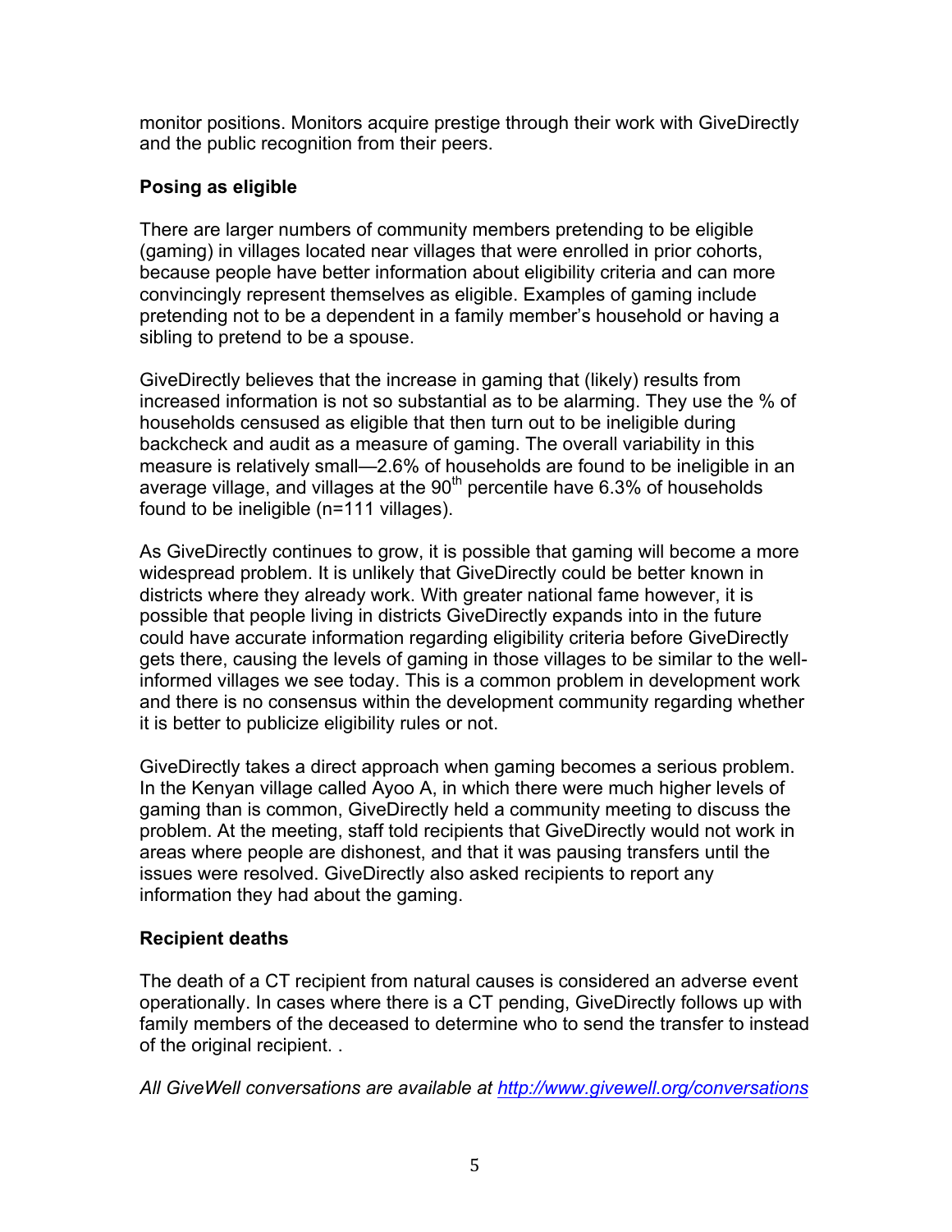monitor positions. Monitors acquire prestige through their work with GiveDirectly and the public recognition from their peers.

**Posing as eligible**

There are larger numbers of community members pretending to be eligible (gaming) in villages located near villages that were enrolled in prior cohorts, because people have better information about eligibility criteria and can more convincingly represent themselves as eligible. Examples of gaming include pretending not to be a dependent in a family member's household or having a sibling to pretend to be a spouse.

GiveDirectly believes that the increase in gaming that (likely) results from increased information is not so substantial as to be alarming. They use the % of households censused as eligible that then turn out to be ineligible during backcheck and audit as a measure of gaming. The overall variability in this measure is relatively small—2.6% of households are found to be ineligible in an average village, and villages at the 90th percentile have 6.3% of households found to be ineligible (n=111 villages).

As GiveDirectly continues to grow, it is possible that gaming will become a more widespread problem. It is unlikely that GiveDirectly could be better known in districts where they already work. With greater national fame however, it is possible that people living in districts GiveDirectly expands into in the future could have accurate information regarding eligibility criteria before GiveDirectly gets there, causing the levels of gaming in those villages to be similar to the well-informed villages we see today. This is a common problem in development work and there is no consensus within the development community regarding whether it is better to publicize eligibility rules or not.

GiveDirectly takes a direct approach when gaming becomes a serious problem. In the Kenyan village called Ayoo A, in which there were much higher levels of gaming than is common, GiveDirectly held a community meeting to discuss the problem. At the meeting, staff told recipients that GiveDirectly would not work in areas where people are dishonest, and that it was pausing transfers until the issues were resolved. GiveDirectly also asked recipients to report any information they had about the gaming.

**Recipient deaths**

The death of a CT recipient from natural causes is considered an adverse event operationally. In cases where there is a CT pending, GiveDirectly follows up with family members of the deceased to determine who to send the transfer to instead of the original recipient. .

*All GiveWell conversations are available at [http://www.givewell.org/conversations](http://www.givewell.org/conversations)*